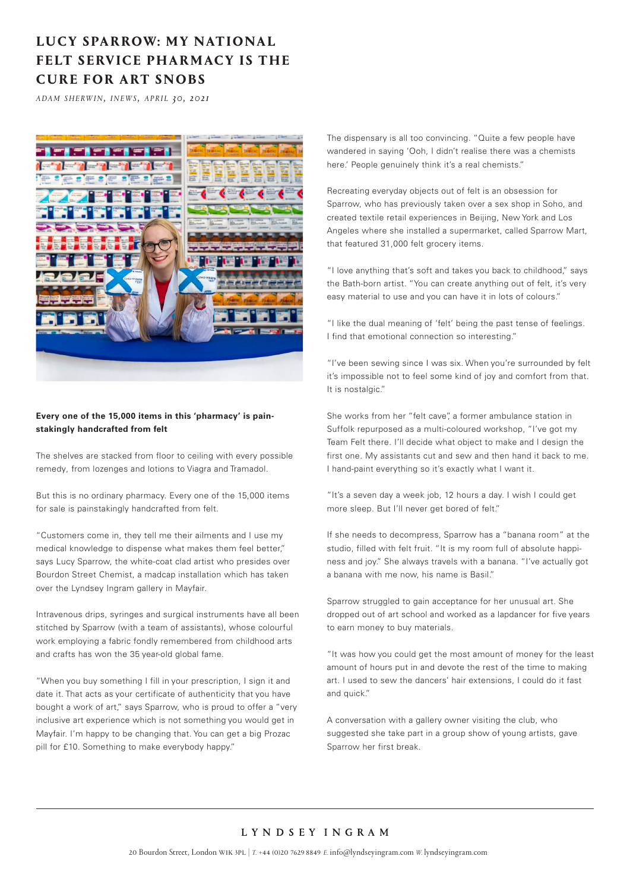# LUCY SPARROW: MY NATIONAL FELT SERVICE PHARMACY IS THE CURE FOR ART SNOBS

*ADAM SHERWIN, INEWS, APRIL 30, 2021*

**Every one of the 15,000 items in this 'pharmacy' is painstakingly handcrafted from felt**

The shelves are stacked from floor to ceiling with every possible remedy, from lozenges and lotions to Viagra and Tramadol.

But this is no ordinary pharmacy. Every one of the 15,000 items for sale is painstakingly handcrafted from felt.

"Customers come in, they tell me their ailments and I use my medical knowledge to dispense what makes them feel better," says Lucy Sparrow, the white-coat clad artist who presides over Bourdon Street Chemist, a madcap installation which has taken over the Lyndsey Ingram gallery in Mayfair.

Intravenous drips, syringes and surgical instruments have all been stitched by Sparrow (with a team of assistants), whose colourful work employing a fabric fondly remembered from childhood arts and crafts has won the 35 year-old global fame.

"When you buy something I fill in your prescription, I sign it and date it. That acts as your certificate of authenticity that you have bought a work of art," says Sparrow, who is proud to offer a "very inclusive art experience which is not something you would get in Mayfair. I'm happy to be changing that. You can get a big Prozac pill for £10. Something to make everybody happy."

The dispensary is all too convincing. "Quite a few people have wandered in saying 'Ooh, I didn't realise there was a chemists here.' People genuinely think it's a real chemists."

Recreating everyday objects out of felt is an obsession for Sparrow, who has previously taken over a sex shop in Soho, and created textile retail experiences in Beijing, New York and Los Angeles where she installed a supermarket, called Sparrow Mart, that featured 31,000 felt grocery items.

"I love anything that's soft and takes you back to childhood," says the Bath-born artist. "You can create anything out of felt, it's very easy material to use and you can have it in lots of colours."

"I like the dual meaning of 'felt' being the past tense of feelings. I find that emotional connection so interesting."

"I've been sewing since I was six. When you're surrounded by felt it's impossible not to feel some kind of joy and comfort from that. It is nostalgic."

She works from her "felt cave", a former ambulance station in Suffolk repurposed as a multi-coloured workshop, "I've got my Team Felt there. I'll decide what object to make and I design the first one. My assistants cut and sew and then hand it back to me. I hand-paint everything so it's exactly what I want it.

"It's a seven day a week job, 12 hours a day. I wish I could get more sleep. But I'll never get bored of felt."

If she needs to decompress, Sparrow has a "banana room" at the studio, filled with felt fruit. "It is my room full of absolute happiness and joy." She always travels with a banana. "I've actually got a banana with me now, his name is Basil."

Sparrow struggled to gain acceptance for her unusual art. She dropped out of art school and worked as a lapdancer for five years to earn money to buy materials.

"It was how you could get the most amount of money for the least amount of hours put in and devote the rest of the time to making art. I used to sew the dancers' hair extensions, I could do it fast and quick."

A conversation with a gallery owner visiting the club, who suggested she take part in a group show of young artists, gave Sparrow her first break.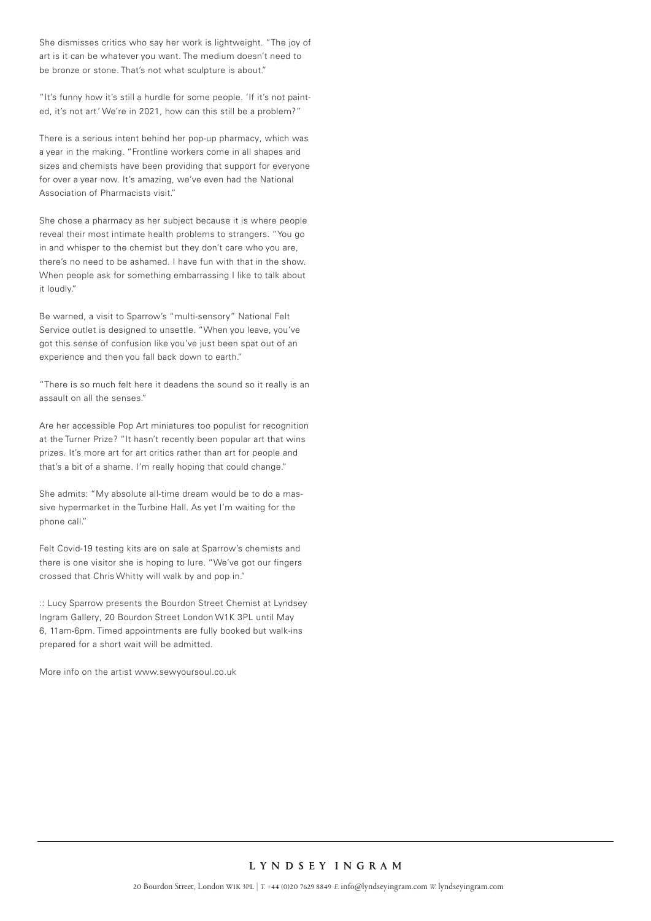She dismisses critics who say her work is lightweight. "The joy of art is it can be whatever you want. The medium doesn't need to be bronze or stone. That's not what sculpture is about."

"It's funny how it's still a hurdle for some people. 'If it's not painted, it's not art.' We're in 2021, how can this still be a problem?"

There is a serious intent behind her pop-up pharmacy, which was a year in the making. "Frontline workers come in all shapes and sizes and chemists have been providing that support for everyone for over a year now. It's amazing, we've even had the National Association of Pharmacists visit."

She chose a pharmacy as her subject because it is where people reveal their most intimate health problems to strangers. "You go in and whisper to the chemist but they don't care who you are, there's no need to be ashamed. I have fun with that in the show. When people ask for something embarrassing I like to talk about it loudly."

Be warned, a visit to Sparrow's "multi-sensory" National Felt Service outlet is designed to unsettle. "When you leave, you've got this sense of confusion like you've just been spat out of an experience and then you fall back down to earth."

"There is so much felt here it deadens the sound so it really is an assault on all the senses."

Are her accessible Pop Art miniatures too populist for recognition at the Turner Prize? "It hasn't recently been popular art that wins prizes. It's more art for art critics rather than art for people and that's a bit of a shame. I'm really hoping that could change."

She admits: "My absolute all-time dream would be to do a massive hypermarket in the Turbine Hall. As yet I'm waiting for the phone call."

Felt Covid-19 testing kits are on sale at Sparrow's chemists and there is one visitor she is hoping to lure. "We've got our fingers crossed that Chris Whitty will walk by and pop in."

:: Lucy Sparrow presents the Bourdon Street Chemist at Lyndsey Ingram Gallery, 20 Bourdon Street London W1K 3PL until May 6, 11am-6pm. Timed appointments are fully booked but walk-ins prepared for a short wait will be admitted.

More info on the artist www.sewyoursoul.co.uk